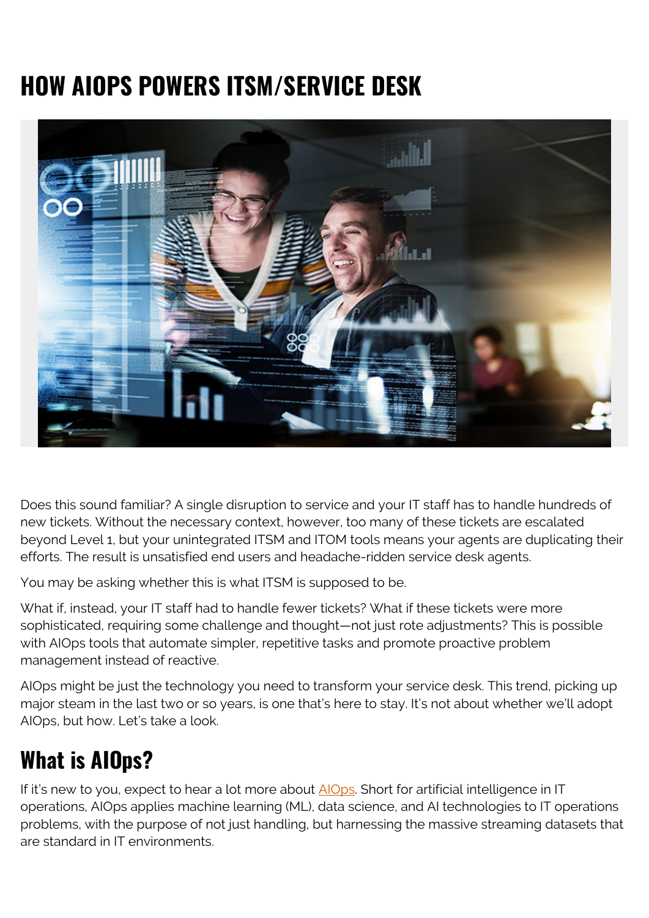# HOW AIOPS POWERS ITSM/SERVICE DESK

Does this sound familiar? A single disruption to service and your IT staff has to handle hundreds of new tickets. Without the necessary context, however, too many of these tickets are escalated beyond Level 1, but your unintegrated ITSM and ITOM tools means your agents are duplicating their efforts. The result is unsatisfied end users and headache-ridden service desk agents.

You may be asking whether this is what ITSM is supposed to be.

What if, instead, your IT staff had to handle fewer tickets? What if these tickets were more sophisticated, requiring some challenge and thought—not just rote adjustments? This is possible with AIOps tools that automate simpler, repetitive tasks and promote proactive problem management instead of reactive.

AIOps might be just the technology you need to transform your service desk. This trend, picking up major steam in the last two or so years, is one that's here to stay. It's not about whether we'll adopt AIOps, but how. Let's take a look.

## What is AIOps?

If it's new to you, expect to hear a lot more about AIOps. Short for artificial intelligence in IT operations, AIOps applies machine learning (ML), data science, and AI technologies to IT operations problems, with the purpose of not just handling, but harnessing the massive streaming datasets that are standard in IT environments.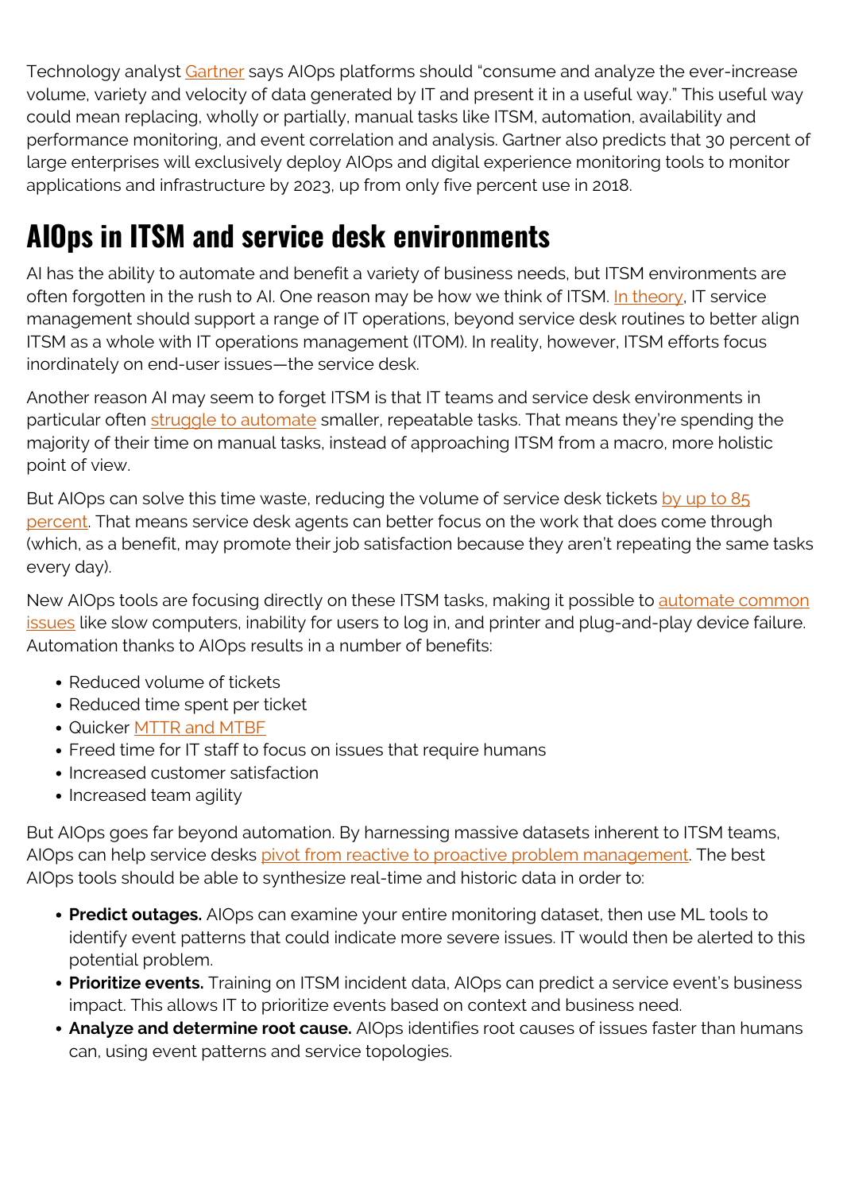Technology analyst Gartner says AIOps platforms should "consume and analyze the ever-increase volume, variety and velocity of data generated by IT and present it in a useful way." This useful way could mean replacing, wholly or partially, manual tasks like ITSM, automation, availability and performance monitoring, and event correlation and analysis. Gartner also predicts that 30 percent of large enterprises will exclusively deploy AIOps and digital experience monitoring tools to monitor applications and infrastructure by 2023, up from only five percent use in 2018.

## AIOps in ITSM and service desk environments

AI has the ability to automate and benefit a variety of business needs, but ITSM environments are often forgotten in the rush to AI. One reason may be how we think of ITSM. In theory, IT service management should support a range of IT operations, beyond service desk routines to better align ITSM as a whole with IT operations management (ITOM). In reality, however, ITSM efforts focus inordinately on end-user issues—the service desk.

Another reason AI may seem to forget ITSM is that IT teams and service desk environments in particular often struggle to automate smaller, repeatable tasks. That means they're spending the majority of their time on manual tasks, instead of approaching ITSM from a macro, more holistic point of view.

But AIOps can solve this time waste, reducing the volume of service desk tickets by up to 85 percent. That means service desk agents can better focus on the work that does come through (which, as a benefit, may promote their job satisfaction because they aren't repeating the same tasks every day).

New AIOps tools are focusing directly on these ITSM tasks, making it possible to automate common issues like slow computers, inability for users to log in, and printer and plug-and-play device failure. Automation thanks to AIOps results in a number of benefits:

- Reduced volume of tickets
- Reduced time spent per ticket
- Quicker MTTR and MTBF
- Freed time for IT staff to focus on issues that require humans
- Increased customer satisfaction
- Increased team agility

But AIOps goes far beyond automation. By harnessing massive datasets inherent to ITSM teams, AIOps can help service desks pivot from reactive to proactive problem management. The best AIOps tools should be able to synthesize real-time and historic data in order to:

- **Predict outages.** AIOps can examine your entire monitoring dataset, then use ML tools to identify event patterns that could indicate more severe issues. IT would then be alerted to this potential problem.
- **Prioritize events.** Training on ITSM incident data, AIOps can predict a service event's business impact. This allows IT to prioritize events based on context and business need.
- **Analyze and determine root cause.** AIOps identifies root causes of issues faster than humans can, using event patterns and service topologies.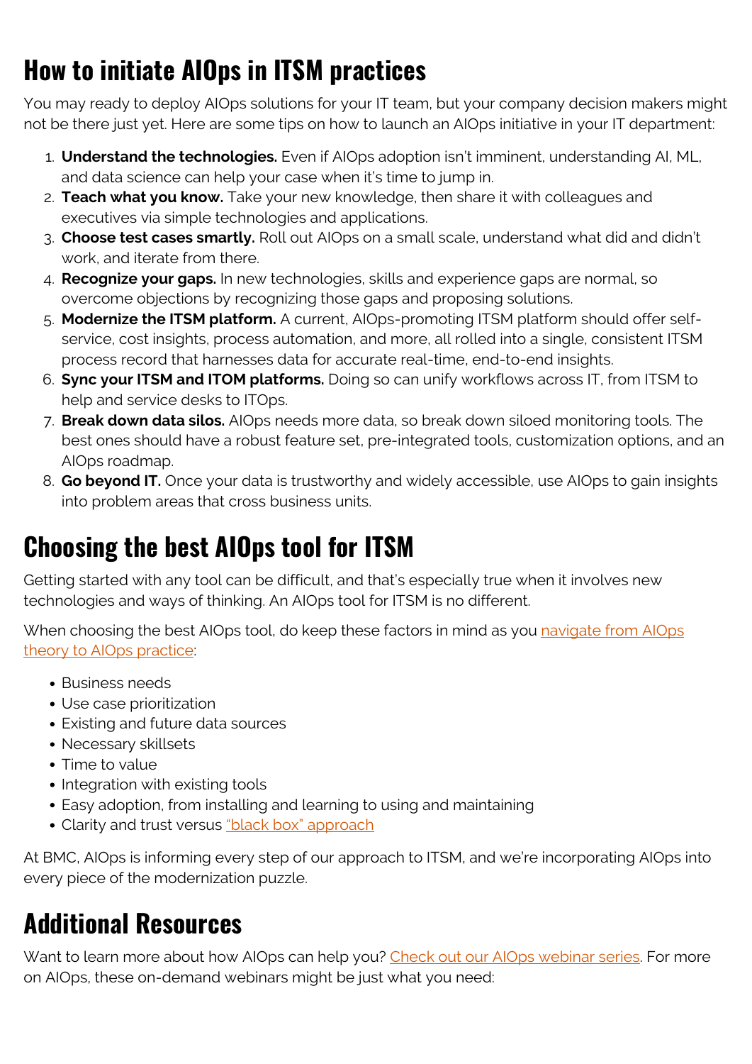## How to initiate AIOps in ITSM practices

You may ready to deploy AIOps solutions for your IT team, but your company decision makers might not be there just yet. Here are some tips on how to launch an AIOps initiative in your IT department:

1. **Understand the technologies.** Even if AIOps adoption isn't imminent, understanding AI, ML, and data science can help your case when it's time to jump in.
2. **Teach what you know.** Take your new knowledge, then share it with colleagues and executives via simple technologies and applications.
3. **Choose test cases smartly.** Roll out AIOps on a small scale, understand what did and didn't work, and iterate from there.
4. **Recognize your gaps.** In new technologies, skills and experience gaps are normal, so overcome objections by recognizing those gaps and proposing solutions.
5. **Modernize the ITSM platform.** A current, AIOps-promoting ITSM platform should offer self-service, cost insights, process automation, and more, all rolled into a single, consistent ITSM process record that harnesses data for accurate real-time, end-to-end insights.
6. **Sync your ITSM and ITOM platforms.** Doing so can unify workflows across IT, from ITSM to help and service desks to ITOps.
7. **Break down data silos.** AIOps needs more data, so break down siloed monitoring tools. The best ones should have a robust feature set, pre-integrated tools, customization options, and an AIOps roadmap.
8. **Go beyond IT.** Once your data is trustworthy and widely accessible, use AIOps to gain insights into problem areas that cross business units.

## Choosing the best AIOps tool for ITSM

Getting started with any tool can be difficult, and that's especially true when it involves new technologies and ways of thinking. An AIOps tool for ITSM is no different.

When choosing the best AIOps tool, do keep these factors in mind as you navigate from AIOps theory to AIOps practice:

- Business needs
- Use case prioritization
- Existing and future data sources
- Necessary skillsets
- Time to value
- Integration with existing tools
- Easy adoption, from installing and learning to using and maintaining
- Clarity and trust versus "black box" approach

At BMC, AIOps is informing every step of our approach to ITSM, and we're incorporating AIOps into every piece of the modernization puzzle.

## Additional Resources

Want to learn more about how AIOps can help you? Check out our AIOps webinar series. For more on AIOps, these on-demand webinars might be just what you need: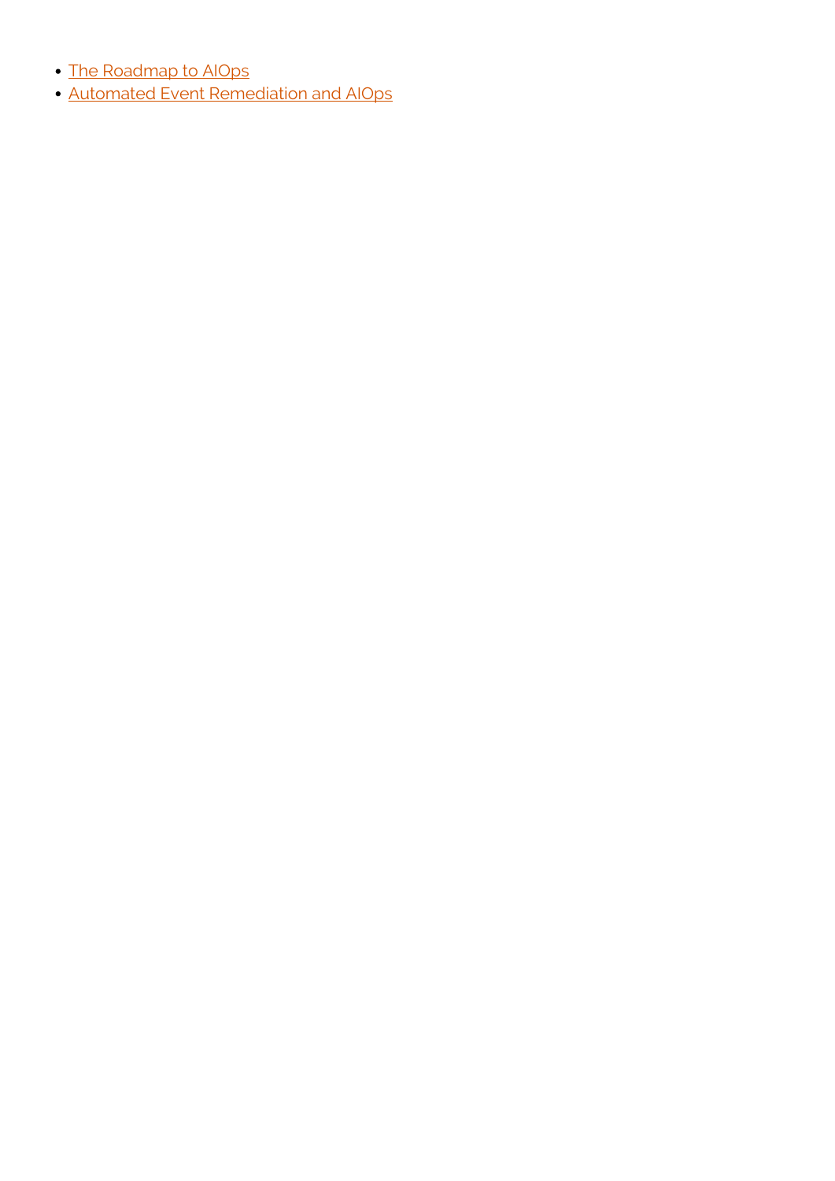- The Roadmap to AIOps
- Automated Event Remediation and AIOps